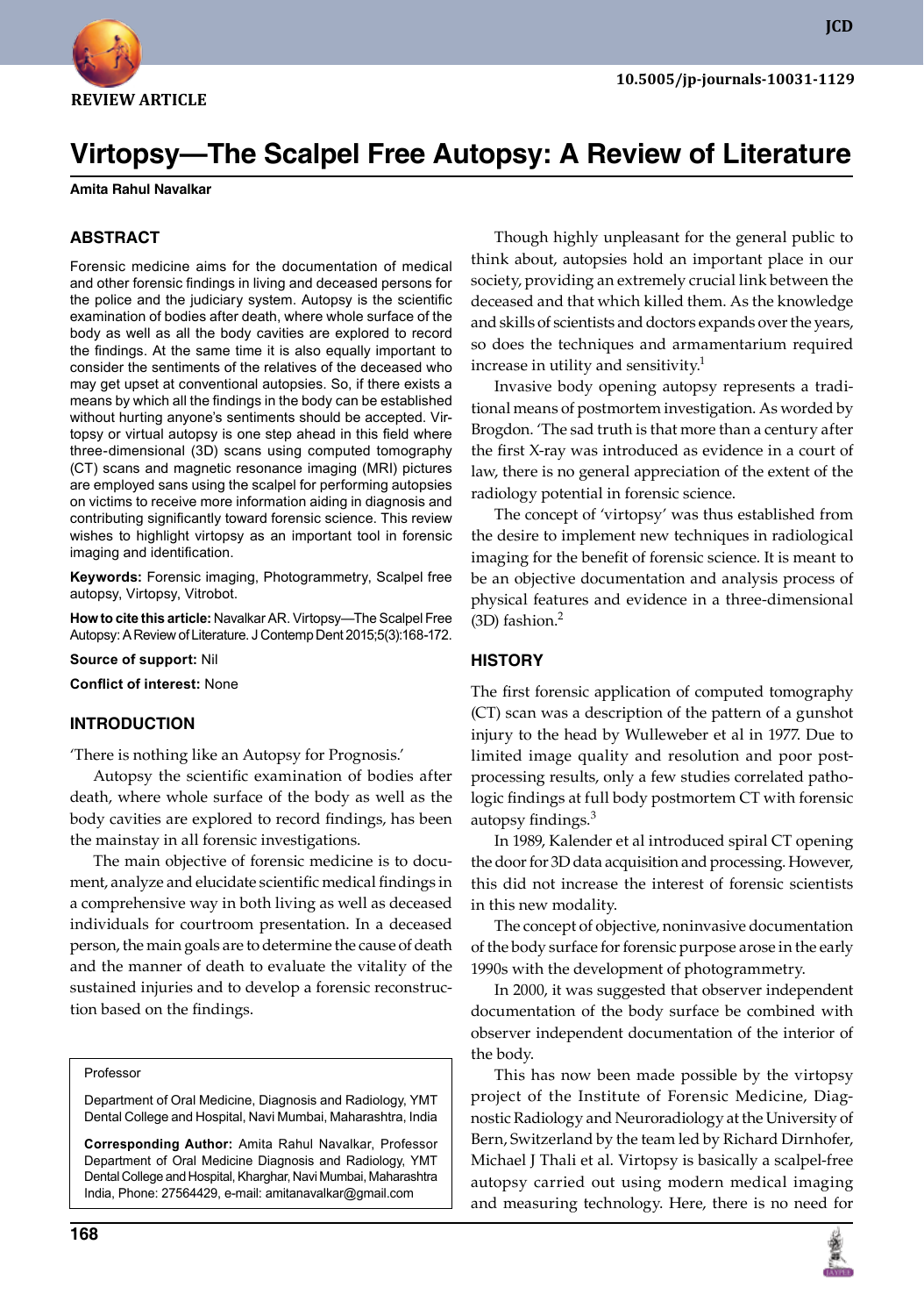REVIEW ARTICLE

10.5005/jp-journals-10031-1129

# Virtopsy—The Scalpel Free Autopsy: A Review of Literature

**Amita Rahul Navalkar**

## ABSTRACT

Forensic medicine aims for the documentation of medical and other forensic findings in living and deceased persons for the police and the judiciary system. Autopsy is the scientific examination of bodies after death, where whole surface of the body as well as all the body cavities are explored to record the findings. At the same time it is also equally important to consider the sentiments of the relatives of the deceased who may get upset at conventional autopsies. So, if there exists a means by which all the findings in the body can be established without hurting anyone's sentiments should be accepted. Virtopsy or virtual autopsy is one step ahead in this field where three-dimensional (3D) scans using computed tomography (CT) scans and magnetic resonance imaging (MRI) pictures are employed sans using the scalpel for performing autopsies on victims to receive more information aiding in diagnosis and contributing significantly toward forensic science. This review wishes to highlight virtopsy as an important tool in forensic imaging and identification.

**Keywords:** Forensic imaging, Photogrammetry, Scalpel free autopsy, Virtopsy, Vitrobot.

**How to cite this article:** Navalkar AR. Virtopsy—The Scalpel Free Autopsy: A Review of Literature. J Contemp Dent 2015;5(3):168-172.

**Source of support:** Nil

**Conflict of interest:** None

## INTRODUCTION

'There is nothing like an Autopsy for Prognosis.'

Autopsy the scientific examination of bodies after death, where whole surface of the body as well as the body cavities are explored to record findings, has been the mainstay in all forensic investigations.

The main objective of forensic medicine is to document, analyze and elucidate scientific medical findings in a comprehensive way in both living as well as deceased individuals for courtroom presentation. In a deceased person, the main goals are to determine the cause of death and the manner of death to evaluate the vitality of the sustained injuries and to develop a forensic reconstruction based on the findings.

Professor

Department of Oral Medicine, Diagnosis and Radiology, YMT Dental College and Hospital, Navi Mumbai, Maharashtra, India

**Corresponding Author:** Amita Rahul Navalkar, Professor Department of Oral Medicine Diagnosis and Radiology, YMT Dental College and Hospital, Kharghar, Navi Mumbai, Maharashtra India, Phone: 27564429, e-mail: amitanavalkar@gmail.com

Though highly unpleasant for the general public to think about, autopsies hold an important place in our society, providing an extremely crucial link between the deceased and that which killed them. As the knowledge and skills of scientists and doctors expands over the years, so does the techniques and armamentarium required increase in utility and sensitivity.[1]

Invasive body opening autopsy represents a traditional means of postmortem investigation. As worded by Brogdon. 'The sad truth is that more than a century after the first X-ray was introduced as evidence in a court of law, there is no general appreciation of the extent of the radiology potential in forensic science.

The concept of 'virtopsy' was thus established from the desire to implement new techniques in radiological imaging for the benefit of forensic science. It is meant to be an objective documentation and analysis process of physical features and evidence in a three-dimensional (3D) fashion.[2]

## HISTORY

The first forensic application of computed tomography (CT) scan was a description of the pattern of a gunshot injury to the head by Wulleweber et al in 1977. Due to limited image quality and resolution and poor post-processing results, only a few studies correlated pathologic findings at full body postmortem CT with forensic autopsy findings.[3]

In 1989, Kalender et al introduced spiral CT opening the door for 3D data acquisition and processing. However, this did not increase the interest of forensic scientists in this new modality.

The concept of objective, noninvasive documentation of the body surface for forensic purpose arose in the early 1990s with the development of photogrammetry.

In 2000, it was suggested that observer independent documentation of the body surface be combined with observer independent documentation of the interior of the body.

This has now been made possible by the virtopsy project of the Institute of Forensic Medicine, Diagnostic Radiology and Neuroradiology at the University of Bern, Switzerland by the team led by Richard Dirnhofer, Michael J Thali et al. Virtopsy is basically a scalpel-free autopsy carried out using modern medical imaging and measuring technology. Here, there is no need for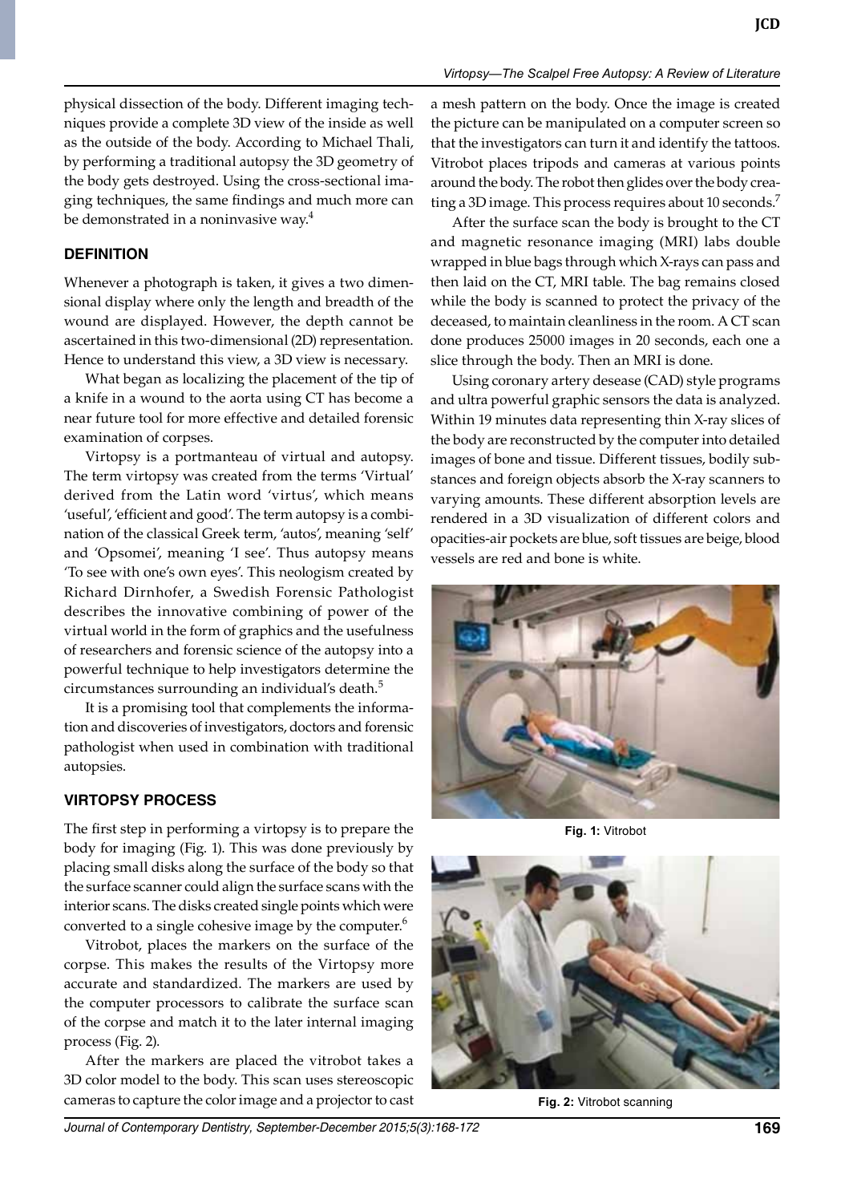physical dissection of the body. Different imaging techniques provide a complete 3D view of the inside as well as the outside of the body. According to Michael Thali, by performing a traditional autopsy the 3D geometry of the body gets destroyed. Using the cross-sectional imaging techniques, the same findings and much more can be demonstrated in a noninvasive way.[4]

## DEFINITION

Whenever a photograph is taken, it gives a two dimensional display where only the length and breadth of the wound are displayed. However, the depth cannot be ascertained in this two-dimensional (2D) representation. Hence to understand this view, a 3D view is necessary.

What began as localizing the placement of the tip of a knife in a wound to the aorta using CT has become a near future tool for more effective and detailed forensic examination of corpses.

Virtopsy is a portmanteau of virtual and autopsy. The term virtopsy was created from the terms 'Virtual' derived from the Latin word 'virtus', which means 'useful', 'efficient and good'. The term autopsy is a combination of the classical Greek term, 'autos', meaning 'self' and 'Opsomei', meaning 'I see'. Thus autopsy means 'To see with one's own eyes'. This neologism created by Richard Dirnhofer, a Swedish Forensic Pathologist describes the innovative combining of power of the virtual world in the form of graphics and the usefulness of researchers and forensic science of the autopsy into a powerful technique to help investigators determine the circumstances surrounding an individual's death.[5]

It is a promising tool that complements the information and discoveries of investigators, doctors and forensic pathologist when used in combination with traditional autopsies.

## VIRTOPSY PROCESS

The first step in performing a virtopsy is to prepare the body for imaging (Fig. 1). This was done previously by placing small disks along the surface of the body so that the surface scanner could align the surface scans with the interior scans. The disks created single points which were converted to a single cohesive image by the computer.[6]

Vitrobot, places the markers on the surface of the corpse. This makes the results of the Virtopsy more accurate and standardized. The markers are used by the computer processors to calibrate the surface scan of the corpse and match it to the later internal imaging process (Fig. 2).

After the markers are placed the vitrobot takes a 3D color model to the body. This scan uses stereoscopic cameras to capture the color image and a projector to cast a mesh pattern on the body. Once the image is created the picture can be manipulated on a computer screen so that the investigators can turn it and identify the tattoos. Vitrobot places tripods and cameras at various points around the body. The robot then glides over the body creating a 3D image. This process requires about 10 seconds.[7]

After the surface scan the body is brought to the CT and magnetic resonance imaging (MRI) labs double wrapped in blue bags through which X-rays can pass and then laid on the CT, MRI table. The bag remains closed while the body is scanned to protect the privacy of the deceased, to maintain cleanliness in the room. A CT scan done produces 25000 images in 20 seconds, each one a slice through the body. Then an MRI is done.

Using coronary artery desease (CAD) style programs and ultra powerful graphic sensors the data is analyzed. Within 19 minutes data representing thin X-ray slices of the body are reconstructed by the computer into detailed images of bone and tissue. Different tissues, bodily substances and foreign objects absorb the X-ray scanners to varying amounts. These different absorption levels are rendered in a 3D visualization of different colors and opacities-air pockets are blue, soft tissues are beige, blood vessels are red and bone is white.

**Fig. 1:** Vitrobot

**Fig. 2:** Vitrobot scanning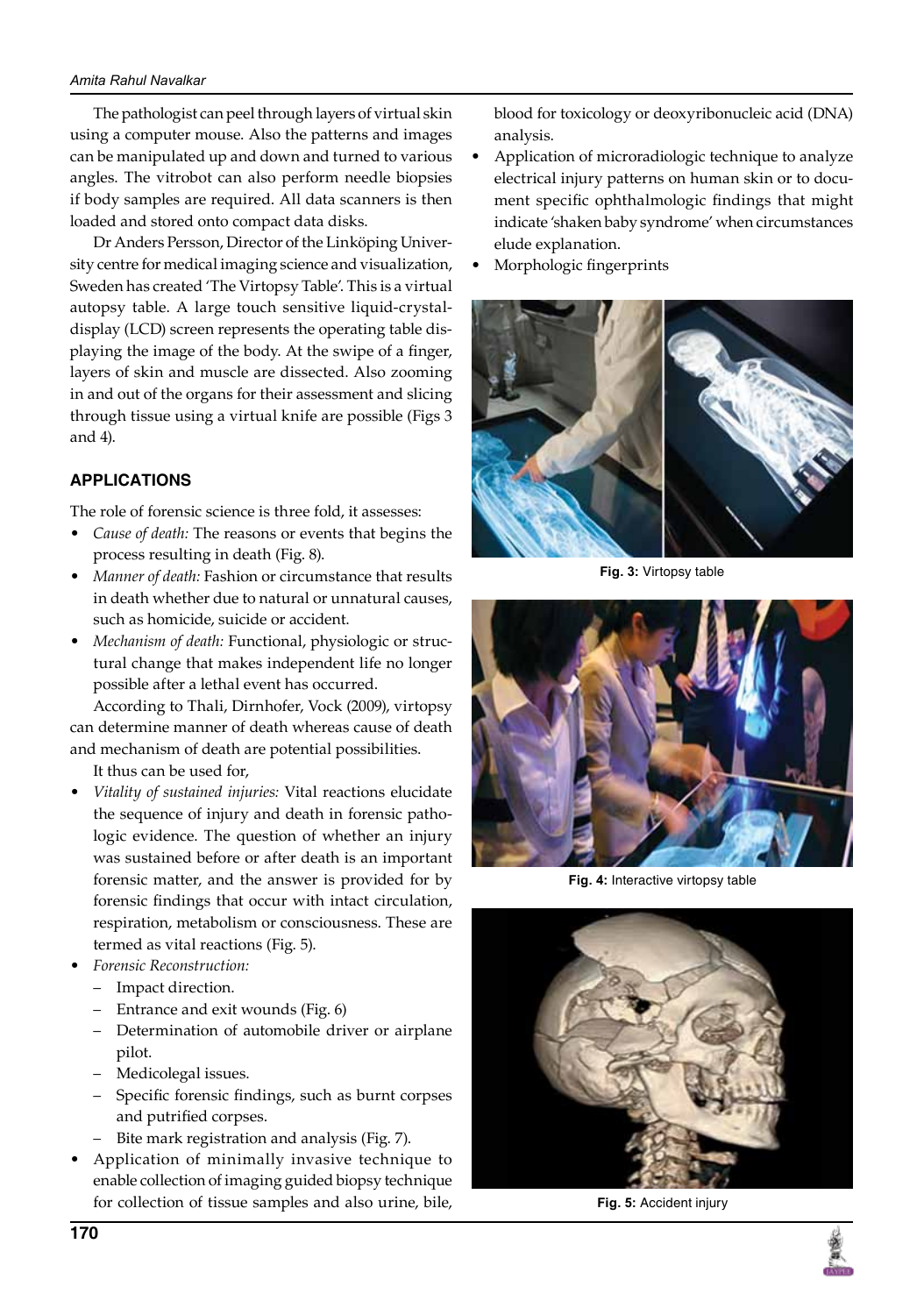The pathologist can peel through layers of virtual skin using a computer mouse. Also the patterns and images can be manipulated up and down and turned to various angles. The vitrobot can also perform needle biopsies if body samples are required. All data scanners is then loaded and stored onto compact data disks.

Dr Anders Persson, Director of the Linköping University centre for medical imaging science and visualization, Sweden has created 'The Virtopsy Table'. This is a virtual autopsy table. A large touch sensitive liquid-crystal-display (LCD) screen represents the operating table displaying the image of the body. At the swipe of a finger, layers of skin and muscle are dissected. Also zooming in and out of the organs for their assessment and slicing through tissue using a virtual knife are possible (Figs 3 and 4).

## APPLICATIONS

The role of forensic science is three fold, it assesses:

- *Cause of death:* The reasons or events that begins the process resulting in death (Fig. 8).
- *Manner of death:* Fashion or circumstance that results in death whether due to natural or unnatural causes, such as homicide, suicide or accident.
- *Mechanism of death:* Functional, physiologic or structural change that makes independent life no longer possible after a lethal event has occurred.

According to Thali, Dirnhofer, Vock (2009), virtopsy can determine manner of death whereas cause of death and mechanism of death are potential possibilities.

It thus can be used for,

- *Vitality of sustained injuries:* Vital reactions elucidate the sequence of injury and death in forensic pathologic evidence. The question of whether an injury was sustained before or after death is an important forensic matter, and the answer is provided for by forensic findings that occur with intact circulation, respiration, metabolism or consciousness. These are termed as vital reactions (Fig. 5).
- *Forensic Reconstruction:*
  - Impact direction.
  - Entrance and exit wounds (Fig. 6)
  - Determination of automobile driver or airplane pilot.
  - Medicolegal issues.
  - Specific forensic findings, such as burnt corpses and putrified corpses.
  - Bite mark registration and analysis (Fig. 7).
- Application of minimally invasive technique to enable collection of imaging guided biopsy technique for collection of tissue samples and also urine, bile, blood for toxicology or deoxyribonucleic acid (DNA) analysis.
- Application of microradiologic technique to analyze electrical injury patterns on human skin or to document specific ophthalmologic findings that might indicate 'shaken baby syndrome' when circumstances elude explanation.
- Morphologic fingerprints

**Fig. 3:** Virtopsy table

**Fig. 4:** Interactive virtopsy table

**Fig. 5:** Accident injury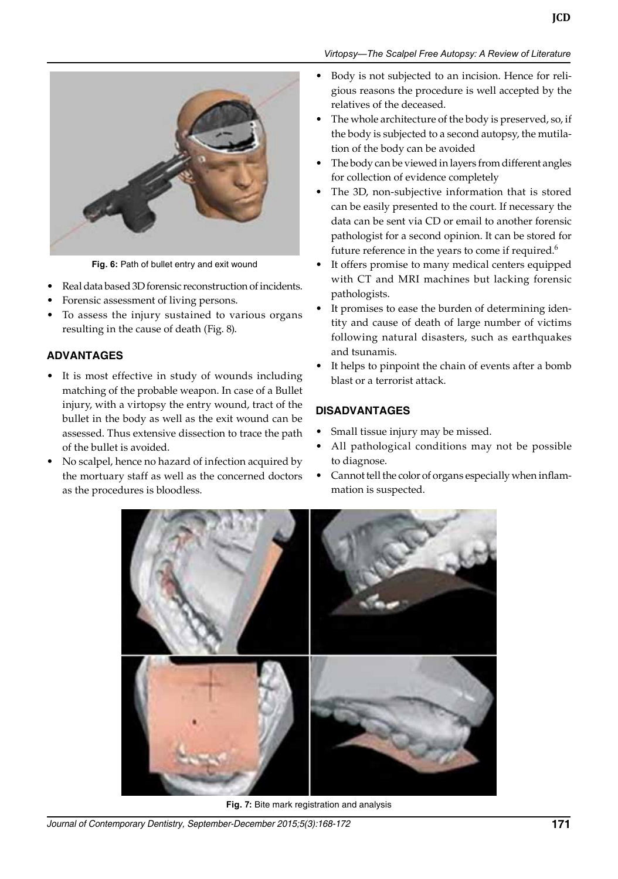Fig. 6: Path of bullet entry and exit wound

- Real data based 3D forensic reconstruction of incidents.
- Forensic assessment of living persons.
- To assess the injury sustained to various organs resulting in the cause of death (Fig. 8).

## ADVANTAGES

- It is most effective in study of wounds including matching of the probable weapon. In case of a Bullet injury, with a virtopsy the entry wound, tract of the bullet in the body as well as the exit wound can be assessed. Thus extensive dissection to trace the path of the bullet is avoided.
- No scalpel, hence no hazard of infection acquired by the mortuary staff as well as the concerned doctors as the procedures is bloodless.
- Body is not subjected to an incision. Hence for religious reasons the procedure is well accepted by the relatives of the deceased.
- The whole architecture of the body is preserved, so, if the body is subjected to a second autopsy, the mutilation of the body can be avoided
- The body can be viewed in layers from different angles for collection of evidence completely
- The 3D, non-subjective information that is stored can be easily presented to the court. If necessary the data can be sent via CD or email to another forensic pathologist for a second opinion. It can be stored for future reference in the years to come if required.[6]
- It offers promise to many medical centers equipped with CT and MRI machines but lacking forensic pathologists.
- It promises to ease the burden of determining identity and cause of death of large number of victims following natural disasters, such as earthquakes and tsunamis.
- It helps to pinpoint the chain of events after a bomb blast or a terrorist attack.

## DISADVANTAGES

- Small tissue injury may be missed.
- All pathological conditions may not be possible to diagnose.
- Cannot tell the color of organs especially when inflammation is suspected.

Fig. 7: Bite mark registration and analysis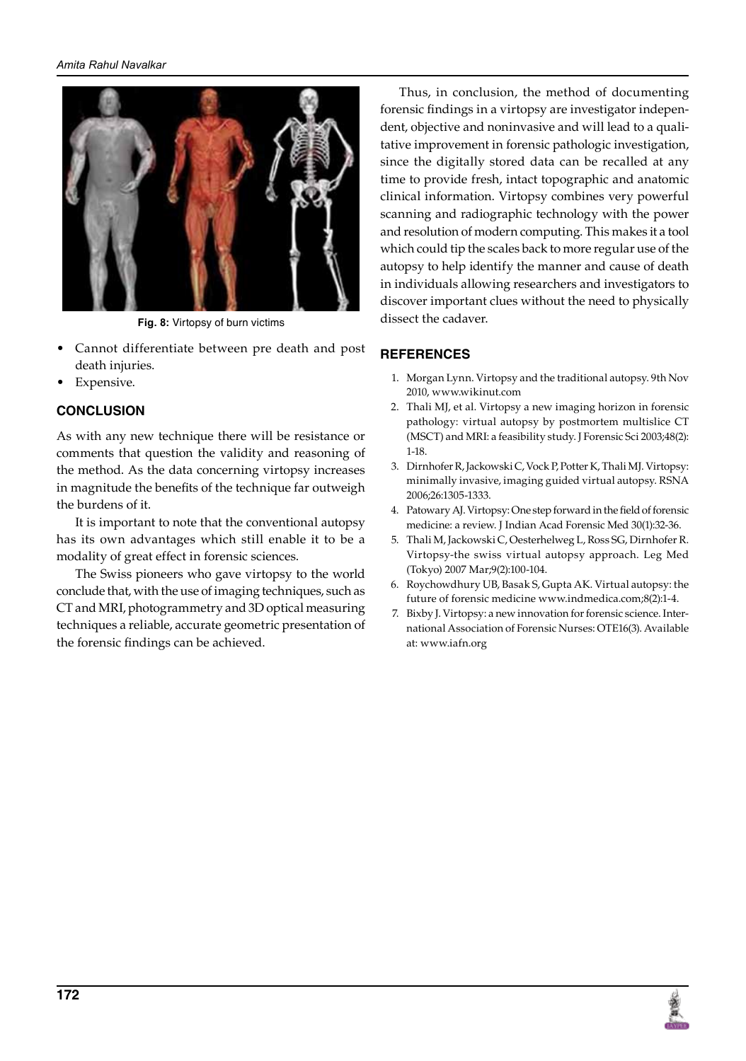Fig. 8: Virtopsy of burn victims

- Cannot differentiate between pre death and post death injuries.
- Expensive.

## CONCLUSION

As with any new technique there will be resistance or comments that question the validity and reasoning of the method. As the data concerning virtopsy increases in magnitude the benefits of the technique far outweigh the burdens of it.

It is important to note that the conventional autopsy has its own advantages which still enable it to be a modality of great effect in forensic sciences.

The Swiss pioneers who gave virtopsy to the world conclude that, with the use of imaging techniques, such as CT and MRI, photogrammetry and 3D optical measuring techniques a reliable, accurate geometric presentation of the forensic findings can be achieved.

Thus, in conclusion, the method of documenting forensic findings in a virtopsy are investigator independent, objective and noninvasive and will lead to a qualitative improvement in forensic pathologic investigation, since the digitally stored data can be recalled at any time to provide fresh, intact topographic and anatomic clinical information. Virtopsy combines very powerful scanning and radiographic technology with the power and resolution of modern computing. This makes it a tool which could tip the scales back to more regular use of the autopsy to help identify the manner and cause of death in individuals allowing researchers and investigators to discover important clues without the need to physically dissect the cadaver.

## REFERENCES

1. Morgan Lynn. Virtopsy and the traditional autopsy. 9th Nov 2010, www.wikinut.com
2. Thali MJ, et al. Virtopsy a new imaging horizon in forensic pathology: virtual autopsy by postmortem multislice CT (MSCT) and MRI: a feasibility study. J Forensic Sci 2003;48(2): 1-18.
3. Dirnhofer R, Jackowski C, Vock P, Potter K, Thali MJ. Virtopsy: minimally invasive, imaging guided virtual autopsy. RSNA 2006;26:1305-1333.
4. Patowary AJ. Virtopsy: One step forward in the field of forensic medicine: a review. J Indian Acad Forensic Med 30(1):32-36.
5. Thali M, Jackowski C, Oesterhelweg L, Ross SG, Dirnhofer R. Virtopsy-the swiss virtual autopsy approach. Leg Med (Tokyo) 2007 Mar;9(2):100-104.
6. Roychowdhury UB, Basak S, Gupta AK. Virtual autopsy: the future of forensic medicine www.indmedica.com;8(2):1-4.
7. Bixby J. Virtopsy: a new innovation for forensic science. International Association of Forensic Nurses: OTE16(3). Available at: www.iafn.org